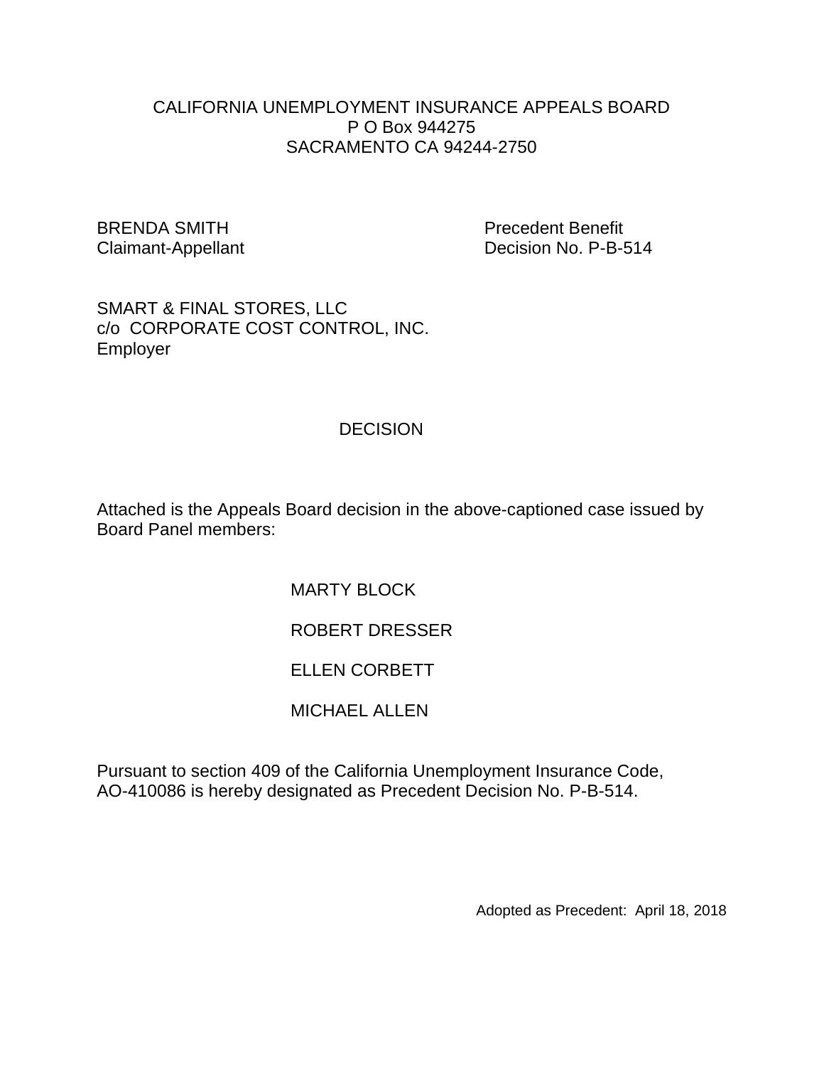CALIFORNIA UNEMPLOYMENT INSURANCE APPEALS BOARD
P O Box 944275
SACRAMENTO CA 94244-2750

BRENDA SMITH
Claimant-Appellant

Precedent Benefit
Decision No. P-B-514

SMART & FINAL STORES, LLC
c/o CORPORATE COST CONTROL, INC.
Employer

# DECISION

Attached is the Appeals Board decision in the above-captioned case issued by Board Panel members:

MARTY BLOCK

ROBERT DRESSER

ELLEN CORBETT

MICHAEL ALLEN

Pursuant to section 409 of the California Unemployment Insurance Code, AO-410086 is hereby designated as Precedent Decision No. P-B-514.

Adopted as Precedent: April 18, 2018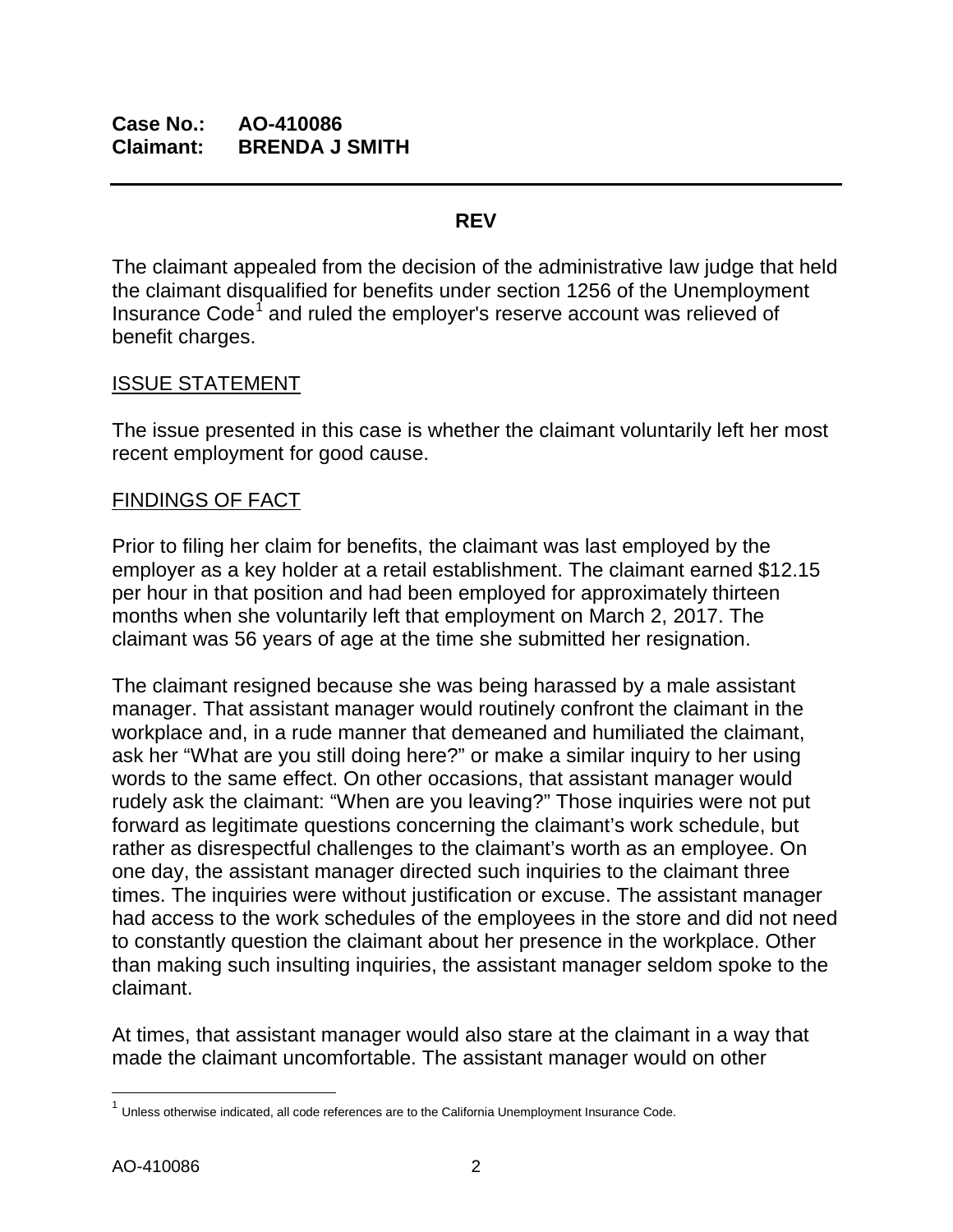**Case No.: AO-410086**
**Claimant: BRENDA J SMITH**

---

**REV**

The claimant appealed from the decision of the administrative law judge that held the claimant disqualified for benefits under section 1256 of the Unemployment Insurance Code[1] and ruled the employer's reserve account was relieved of benefit charges.

ISSUE STATEMENT

The issue presented in this case is whether the claimant voluntarily left her most recent employment for good cause.

FINDINGS OF FACT

Prior to filing her claim for benefits, the claimant was last employed by the employer as a key holder at a retail establishment. The claimant earned $12.15 per hour in that position and had been employed for approximately thirteen months when she voluntarily left that employment on March 2, 2017. The claimant was 56 years of age at the time she submitted her resignation.

The claimant resigned because she was being harassed by a male assistant manager. That assistant manager would routinely confront the claimant in the workplace and, in a rude manner that demeaned and humiliated the claimant, ask her "What are you still doing here?" or make a similar inquiry to her using words to the same effect. On other occasions, that assistant manager would rudely ask the claimant: "When are you leaving?" Those inquiries were not put forward as legitimate questions concerning the claimant's work schedule, but rather as disrespectful challenges to the claimant's worth as an employee. On one day, the assistant manager directed such inquiries to the claimant three times. The inquiries were without justification or excuse. The assistant manager had access to the work schedules of the employees in the store and did not need to constantly question the claimant about her presence in the workplace. Other than making such insulting inquiries, the assistant manager seldom spoke to the claimant.

At times, that assistant manager would also stare at the claimant in a way that made the claimant uncomfortable. The assistant manager would on other

[1] Unless otherwise indicated, all code references are to the California Unemployment Insurance Code.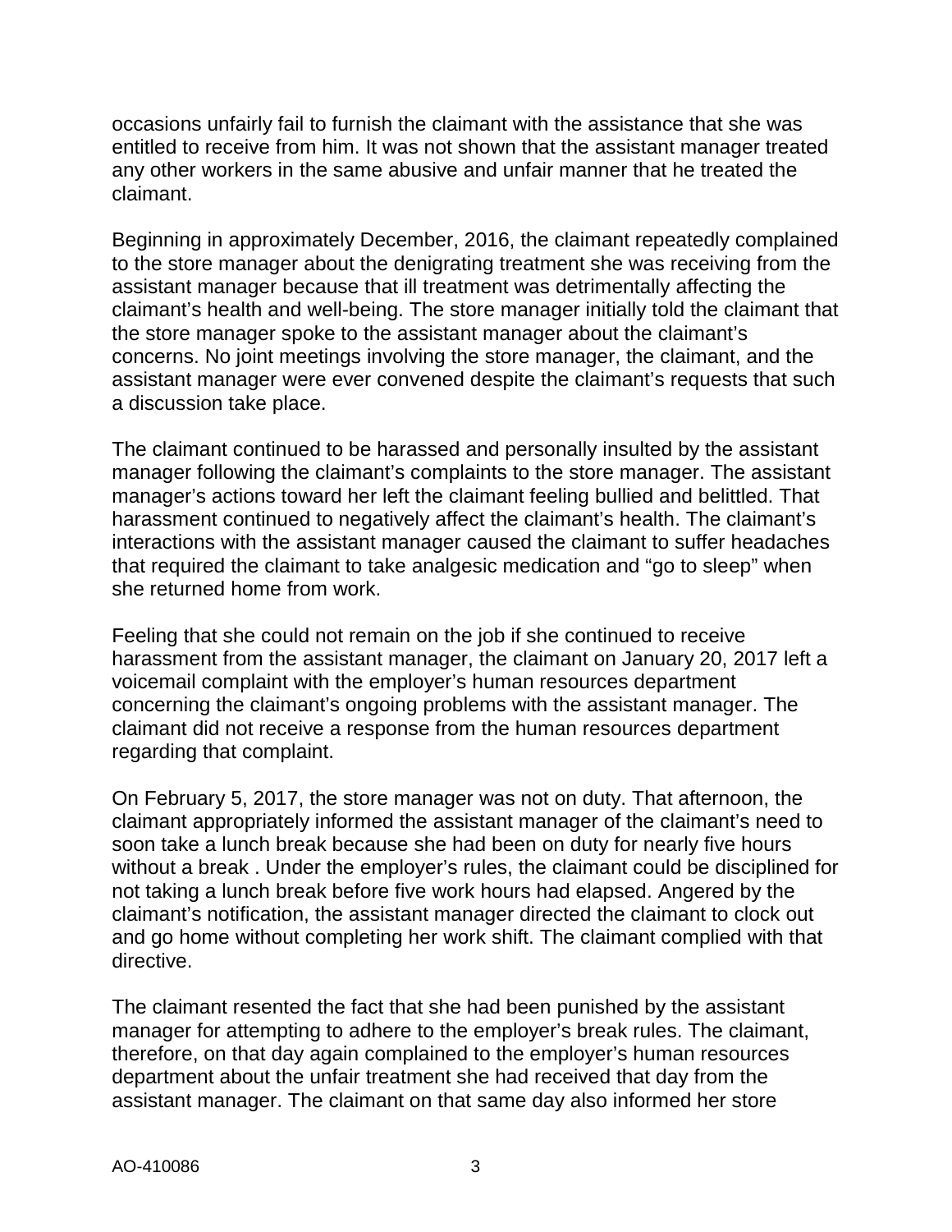occasions unfairly fail to furnish the claimant with the assistance that she was entitled to receive from him. It was not shown that the assistant manager treated any other workers in the same abusive and unfair manner that he treated the claimant.

Beginning in approximately December, 2016, the claimant repeatedly complained to the store manager about the denigrating treatment she was receiving from the assistant manager because that ill treatment was detrimentally affecting the claimant's health and well-being. The store manager initially told the claimant that the store manager spoke to the assistant manager about the claimant's concerns. No joint meetings involving the store manager, the claimant, and the assistant manager were ever convened despite the claimant's requests that such a discussion take place.

The claimant continued to be harassed and personally insulted by the assistant manager following the claimant's complaints to the store manager. The assistant manager's actions toward her left the claimant feeling bullied and belittled. That harassment continued to negatively affect the claimant's health. The claimant's interactions with the assistant manager caused the claimant to suffer headaches that required the claimant to take analgesic medication and "go to sleep" when she returned home from work.

Feeling that she could not remain on the job if she continued to receive harassment from the assistant manager, the claimant on January 20, 2017 left a voicemail complaint with the employer's human resources department concerning the claimant's ongoing problems with the assistant manager. The claimant did not receive a response from the human resources department regarding that complaint.

On February 5, 2017, the store manager was not on duty. That afternoon, the claimant appropriately informed the assistant manager of the claimant's need to soon take a lunch break because she had been on duty for nearly five hours without a break . Under the employer's rules, the claimant could be disciplined for not taking a lunch break before five work hours had elapsed. Angered by the claimant's notification, the assistant manager directed the claimant to clock out and go home without completing her work shift. The claimant complied with that directive.

The claimant resented the fact that she had been punished by the assistant manager for attempting to adhere to the employer's break rules. The claimant, therefore, on that day again complained to the employer's human resources department about the unfair treatment she had received that day from the assistant manager. The claimant on that same day also informed her store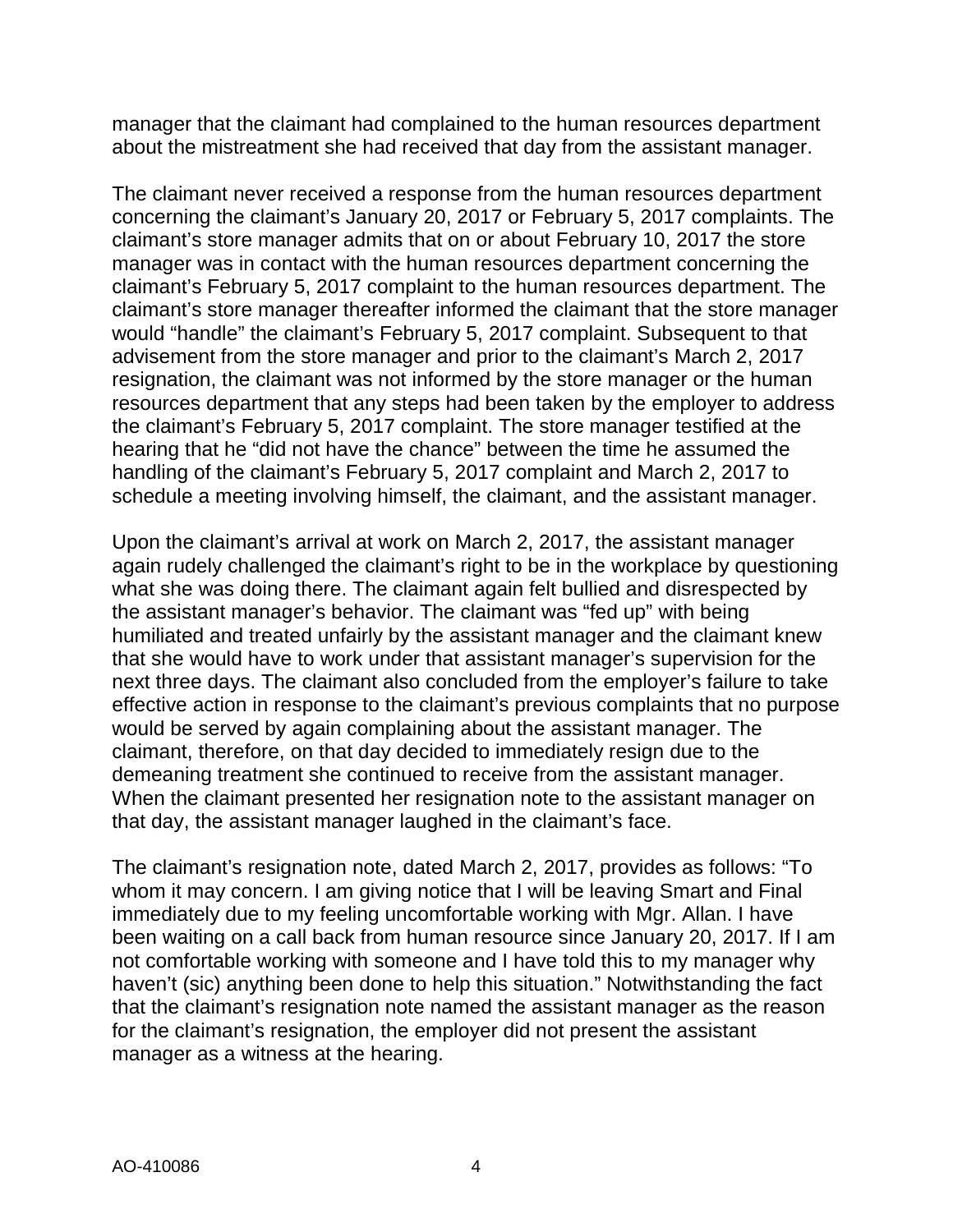manager that the claimant had complained to the human resources department about the mistreatment she had received that day from the assistant manager.

The claimant never received a response from the human resources department concerning the claimant's January 20, 2017 or February 5, 2017 complaints. The claimant's store manager admits that on or about February 10, 2017 the store manager was in contact with the human resources department concerning the claimant's February 5, 2017 complaint to the human resources department. The claimant's store manager thereafter informed the claimant that the store manager would "handle" the claimant's February 5, 2017 complaint. Subsequent to that advisement from the store manager and prior to the claimant's March 2, 2017 resignation, the claimant was not informed by the store manager or the human resources department that any steps had been taken by the employer to address the claimant's February 5, 2017 complaint. The store manager testified at the hearing that he "did not have the chance" between the time he assumed the handling of the claimant's February 5, 2017 complaint and March 2, 2017 to schedule a meeting involving himself, the claimant, and the assistant manager.

Upon the claimant's arrival at work on March 2, 2017, the assistant manager again rudely challenged the claimant's right to be in the workplace by questioning what she was doing there. The claimant again felt bullied and disrespected by the assistant manager's behavior. The claimant was "fed up" with being humiliated and treated unfairly by the assistant manager and the claimant knew that she would have to work under that assistant manager's supervision for the next three days. The claimant also concluded from the employer's failure to take effective action in response to the claimant's previous complaints that no purpose would be served by again complaining about the assistant manager. The claimant, therefore, on that day decided to immediately resign due to the demeaning treatment she continued to receive from the assistant manager. When the claimant presented her resignation note to the assistant manager on that day, the assistant manager laughed in the claimant's face.

The claimant's resignation note, dated March 2, 2017, provides as follows: "To whom it may concern. I am giving notice that I will be leaving Smart and Final immediately due to my feeling uncomfortable working with Mgr. Allan. I have been waiting on a call back from human resource since January 20, 2017. If I am not comfortable working with someone and I have told this to my manager why haven't (sic) anything been done to help this situation." Notwithstanding the fact that the claimant's resignation note named the assistant manager as the reason for the claimant's resignation, the employer did not present the assistant manager as a witness at the hearing.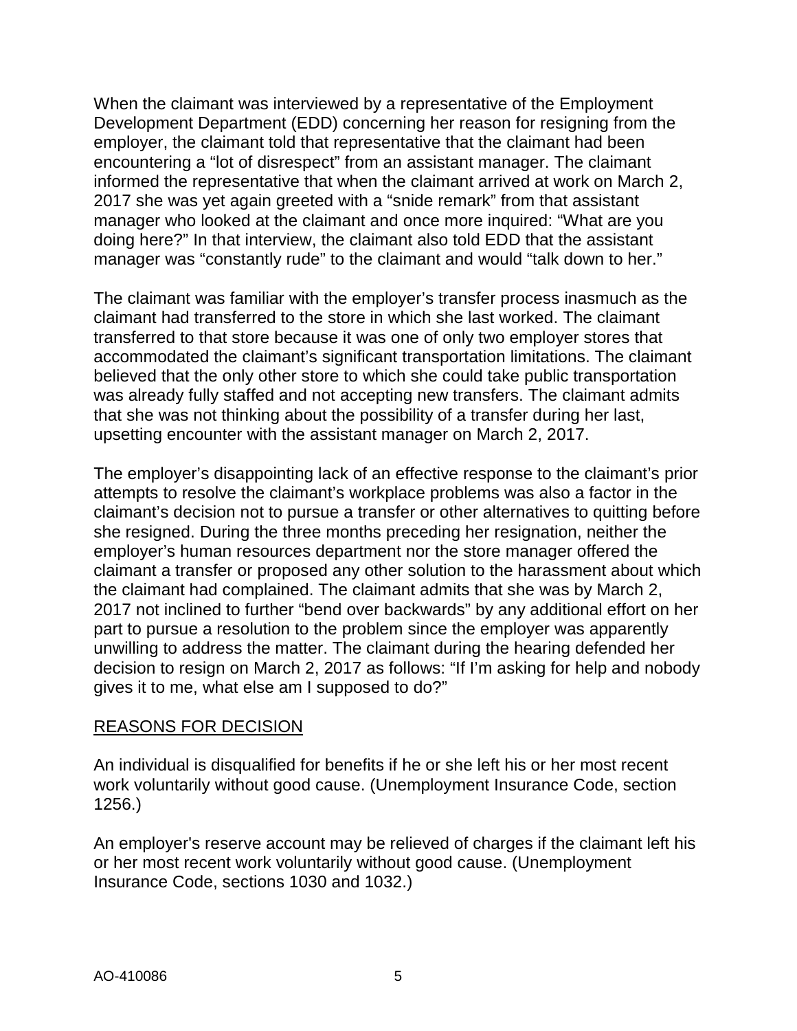When the claimant was interviewed by a representative of the Employment Development Department (EDD) concerning her reason for resigning from the employer, the claimant told that representative that the claimant had been encountering a "lot of disrespect" from an assistant manager. The claimant informed the representative that when the claimant arrived at work on March 2, 2017 she was yet again greeted with a "snide remark" from that assistant manager who looked at the claimant and once more inquired: "What are you doing here?" In that interview, the claimant also told EDD that the assistant manager was "constantly rude" to the claimant and would "talk down to her."

The claimant was familiar with the employer's transfer process inasmuch as the claimant had transferred to the store in which she last worked. The claimant transferred to that store because it was one of only two employer stores that accommodated the claimant's significant transportation limitations. The claimant believed that the only other store to which she could take public transportation was already fully staffed and not accepting new transfers. The claimant admits that she was not thinking about the possibility of a transfer during her last, upsetting encounter with the assistant manager on March 2, 2017.

The employer's disappointing lack of an effective response to the claimant's prior attempts to resolve the claimant's workplace problems was also a factor in the claimant's decision not to pursue a transfer or other alternatives to quitting before she resigned. During the three months preceding her resignation, neither the employer's human resources department nor the store manager offered the claimant a transfer or proposed any other solution to the harassment about which the claimant had complained. The claimant admits that she was by March 2, 2017 not inclined to further "bend over backwards" by any additional effort on her part to pursue a resolution to the problem since the employer was apparently unwilling to address the matter. The claimant during the hearing defended her decision to resign on March 2, 2017 as follows: "If I'm asking for help and nobody gives it to me, what else am I supposed to do?"

## REASONS FOR DECISION

An individual is disqualified for benefits if he or she left his or her most recent work voluntarily without good cause. (Unemployment Insurance Code, section 1256.)

An employer's reserve account may be relieved of charges if the claimant left his or her most recent work voluntarily without good cause. (Unemployment Insurance Code, sections 1030 and 1032.)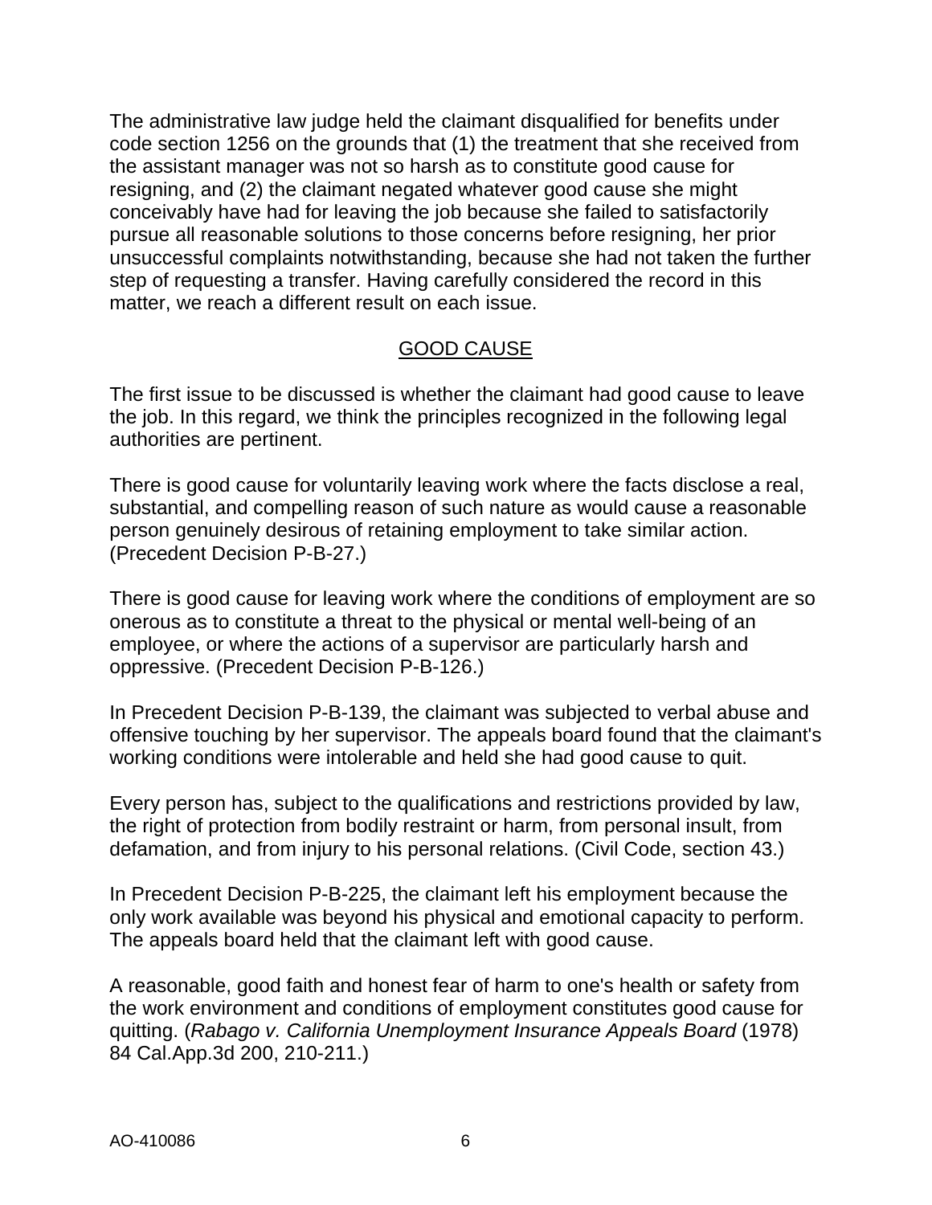The administrative law judge held the claimant disqualified for benefits under code section 1256 on the grounds that (1) the treatment that she received from the assistant manager was not so harsh as to constitute good cause for resigning, and (2) the claimant negated whatever good cause she might conceivably have had for leaving the job because she failed to satisfactorily pursue all reasonable solutions to those concerns before resigning, her prior unsuccessful complaints notwithstanding, because she had not taken the further step of requesting a transfer. Having carefully considered the record in this matter, we reach a different result on each issue.

## GOOD CAUSE

The first issue to be discussed is whether the claimant had good cause to leave the job. In this regard, we think the principles recognized in the following legal authorities are pertinent.

There is good cause for voluntarily leaving work where the facts disclose a real, substantial, and compelling reason of such nature as would cause a reasonable person genuinely desirous of retaining employment to take similar action. (Precedent Decision P-B-27.)

There is good cause for leaving work where the conditions of employment are so onerous as to constitute a threat to the physical or mental well-being of an employee, or where the actions of a supervisor are particularly harsh and oppressive. (Precedent Decision P-B-126.)

In Precedent Decision P-B-139, the claimant was subjected to verbal abuse and offensive touching by her supervisor. The appeals board found that the claimant's working conditions were intolerable and held she had good cause to quit.

Every person has, subject to the qualifications and restrictions provided by law, the right of protection from bodily restraint or harm, from personal insult, from defamation, and from injury to his personal relations. (Civil Code, section 43.)

In Precedent Decision P-B-225, the claimant left his employment because the only work available was beyond his physical and emotional capacity to perform. The appeals board held that the claimant left with good cause.

A reasonable, good faith and honest fear of harm to one's health or safety from the work environment and conditions of employment constitutes good cause for quitting. (*Rabago v. California Unemployment Insurance Appeals Board* (1978) 84 Cal.App.3d 200, 210-211.)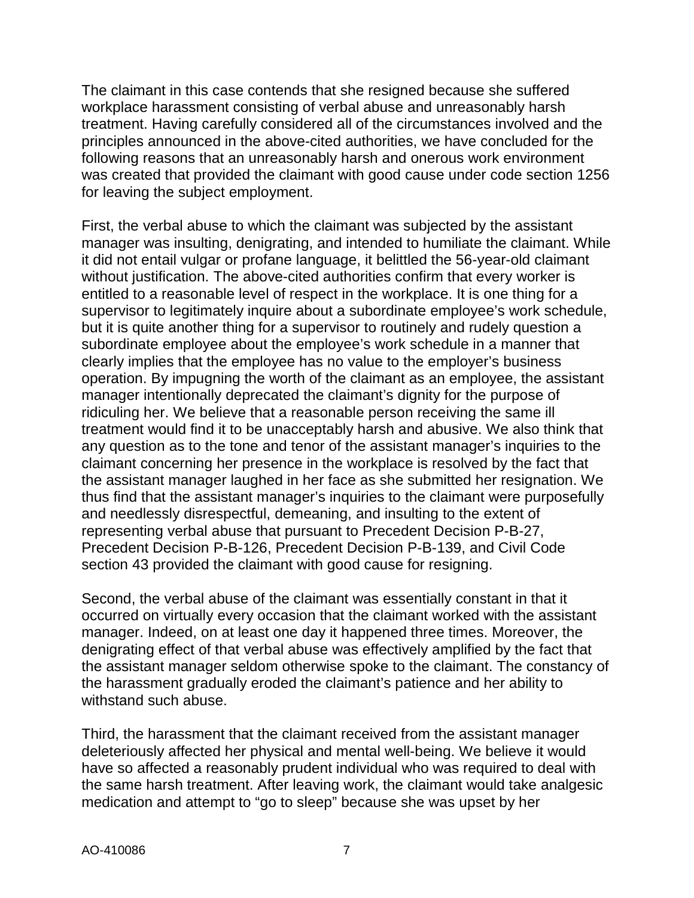The claimant in this case contends that she resigned because she suffered workplace harassment consisting of verbal abuse and unreasonably harsh treatment. Having carefully considered all of the circumstances involved and the principles announced in the above-cited authorities, we have concluded for the following reasons that an unreasonably harsh and onerous work environment was created that provided the claimant with good cause under code section 1256 for leaving the subject employment.

First, the verbal abuse to which the claimant was subjected by the assistant manager was insulting, denigrating, and intended to humiliate the claimant. While it did not entail vulgar or profane language, it belittled the 56-year-old claimant without justification. The above-cited authorities confirm that every worker is entitled to a reasonable level of respect in the workplace. It is one thing for a supervisor to legitimately inquire about a subordinate employee's work schedule, but it is quite another thing for a supervisor to routinely and rudely question a subordinate employee about the employee's work schedule in a manner that clearly implies that the employee has no value to the employer's business operation. By impugning the worth of the claimant as an employee, the assistant manager intentionally deprecated the claimant's dignity for the purpose of ridiculing her. We believe that a reasonable person receiving the same ill treatment would find it to be unacceptably harsh and abusive. We also think that any question as to the tone and tenor of the assistant manager's inquiries to the claimant concerning her presence in the workplace is resolved by the fact that the assistant manager laughed in her face as she submitted her resignation. We thus find that the assistant manager's inquiries to the claimant were purposefully and needlessly disrespectful, demeaning, and insulting to the extent of representing verbal abuse that pursuant to Precedent Decision P-B-27, Precedent Decision P-B-126, Precedent Decision P-B-139, and Civil Code section 43 provided the claimant with good cause for resigning.

Second, the verbal abuse of the claimant was essentially constant in that it occurred on virtually every occasion that the claimant worked with the assistant manager. Indeed, on at least one day it happened three times. Moreover, the denigrating effect of that verbal abuse was effectively amplified by the fact that the assistant manager seldom otherwise spoke to the claimant. The constancy of the harassment gradually eroded the claimant's patience and her ability to withstand such abuse.

Third, the harassment that the claimant received from the assistant manager deleteriously affected her physical and mental well-being. We believe it would have so affected a reasonably prudent individual who was required to deal with the same harsh treatment. After leaving work, the claimant would take analgesic medication and attempt to "go to sleep" because she was upset by her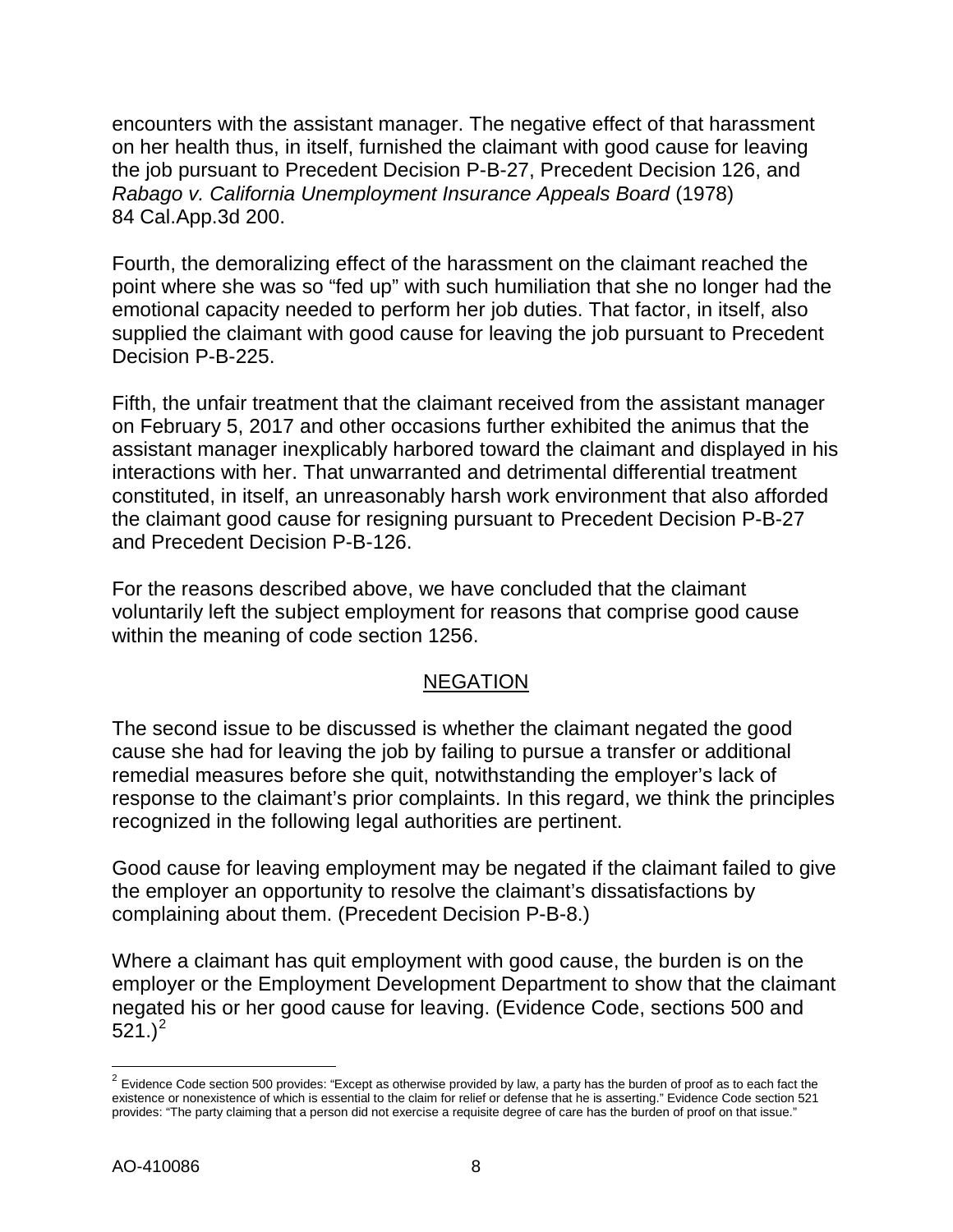encounters with the assistant manager. The negative effect of that harassment on her health thus, in itself, furnished the claimant with good cause for leaving the job pursuant to Precedent Decision P-B-27, Precedent Decision 126, and *Rabago v. California Unemployment Insurance Appeals Board* (1978) 84 Cal.App.3d 200.

Fourth, the demoralizing effect of the harassment on the claimant reached the point where she was so "fed up" with such humiliation that she no longer had the emotional capacity needed to perform her job duties. That factor, in itself, also supplied the claimant with good cause for leaving the job pursuant to Precedent Decision P-B-225.

Fifth, the unfair treatment that the claimant received from the assistant manager on February 5, 2017 and other occasions further exhibited the animus that the assistant manager inexplicably harbored toward the claimant and displayed in his interactions with her. That unwarranted and detrimental differential treatment constituted, in itself, an unreasonably harsh work environment that also afforded the claimant good cause for resigning pursuant to Precedent Decision P-B-27 and Precedent Decision P-B-126.

For the reasons described above, we have concluded that the claimant voluntarily left the subject employment for reasons that comprise good cause within the meaning of code section 1256.

## NEGATION

The second issue to be discussed is whether the claimant negated the good cause she had for leaving the job by failing to pursue a transfer or additional remedial measures before she quit, notwithstanding the employer's lack of response to the claimant's prior complaints. In this regard, we think the principles recognized in the following legal authorities are pertinent.

Good cause for leaving employment may be negated if the claimant failed to give the employer an opportunity to resolve the claimant's dissatisfactions by complaining about them. (Precedent Decision P-B-8.)

Where a claimant has quit employment with good cause, the burden is on the employer or the Employment Development Department to show that the claimant negated his or her good cause for leaving. (Evidence Code, sections 500 and 521.)[2]

---

[2] Evidence Code section 500 provides: "Except as otherwise provided by law, a party has the burden of proof as to each fact the existence or nonexistence of which is essential to the claim for relief or defense that he is asserting." Evidence Code section 521 provides: "The party claiming that a person did not exercise a requisite degree of care has the burden of proof on that issue."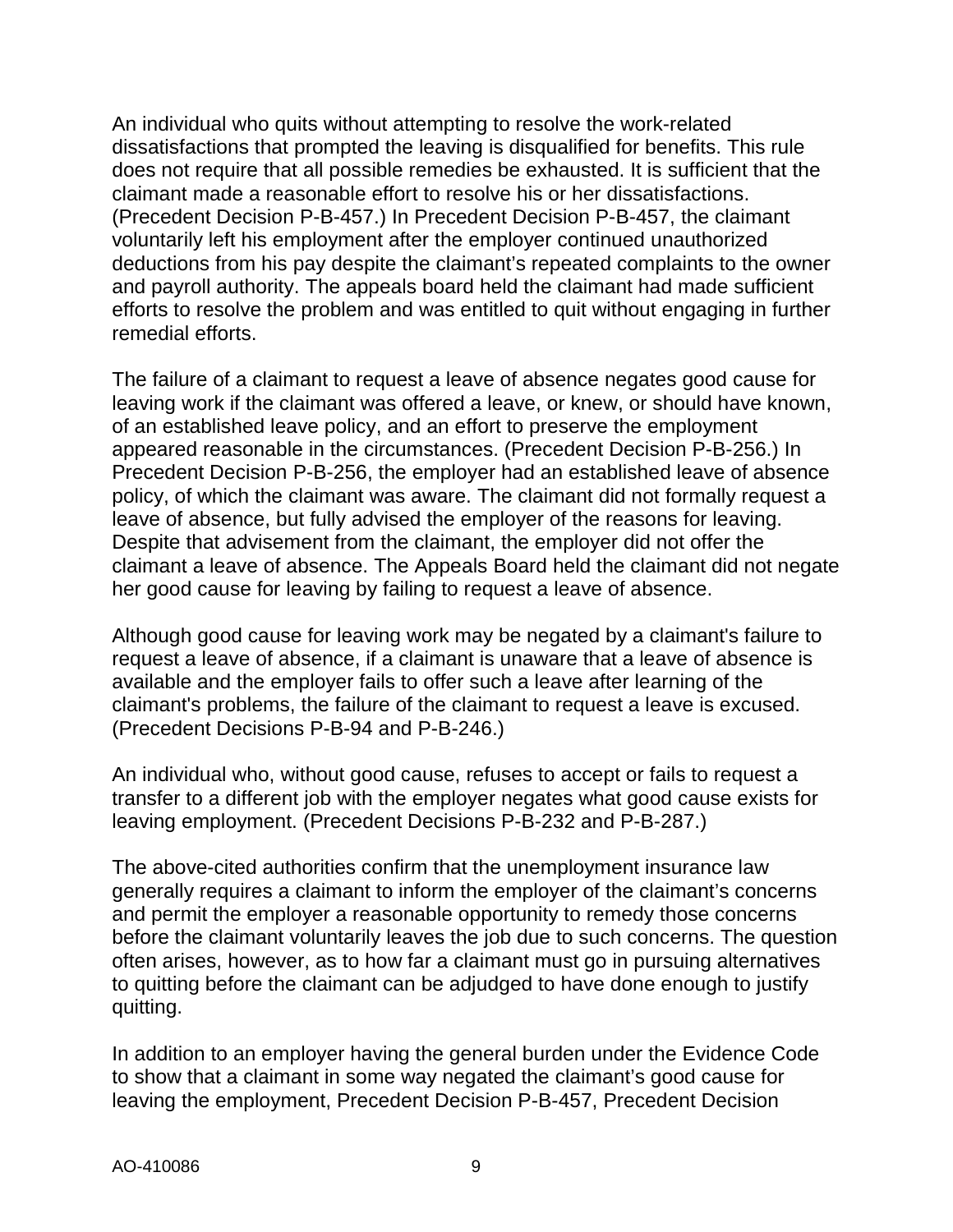An individual who quits without attempting to resolve the work-related dissatisfactions that prompted the leaving is disqualified for benefits. This rule does not require that all possible remedies be exhausted. It is sufficient that the claimant made a reasonable effort to resolve his or her dissatisfactions. (Precedent Decision P-B-457.) In Precedent Decision P-B-457, the claimant voluntarily left his employment after the employer continued unauthorized deductions from his pay despite the claimant's repeated complaints to the owner and payroll authority. The appeals board held the claimant had made sufficient efforts to resolve the problem and was entitled to quit without engaging in further remedial efforts.

The failure of a claimant to request a leave of absence negates good cause for leaving work if the claimant was offered a leave, or knew, or should have known, of an established leave policy, and an effort to preserve the employment appeared reasonable in the circumstances. (Precedent Decision P-B-256.) In Precedent Decision P-B-256, the employer had an established leave of absence policy, of which the claimant was aware. The claimant did not formally request a leave of absence, but fully advised the employer of the reasons for leaving. Despite that advisement from the claimant, the employer did not offer the claimant a leave of absence. The Appeals Board held the claimant did not negate her good cause for leaving by failing to request a leave of absence.

Although good cause for leaving work may be negated by a claimant's failure to request a leave of absence, if a claimant is unaware that a leave of absence is available and the employer fails to offer such a leave after learning of the claimant's problems, the failure of the claimant to request a leave is excused. (Precedent Decisions P-B-94 and P-B-246.)

An individual who, without good cause, refuses to accept or fails to request a transfer to a different job with the employer negates what good cause exists for leaving employment. (Precedent Decisions P-B-232 and P-B-287.)

The above-cited authorities confirm that the unemployment insurance law generally requires a claimant to inform the employer of the claimant's concerns and permit the employer a reasonable opportunity to remedy those concerns before the claimant voluntarily leaves the job due to such concerns. The question often arises, however, as to how far a claimant must go in pursuing alternatives to quitting before the claimant can be adjudged to have done enough to justify quitting.

In addition to an employer having the general burden under the Evidence Code to show that a claimant in some way negated the claimant's good cause for leaving the employment, Precedent Decision P-B-457, Precedent Decision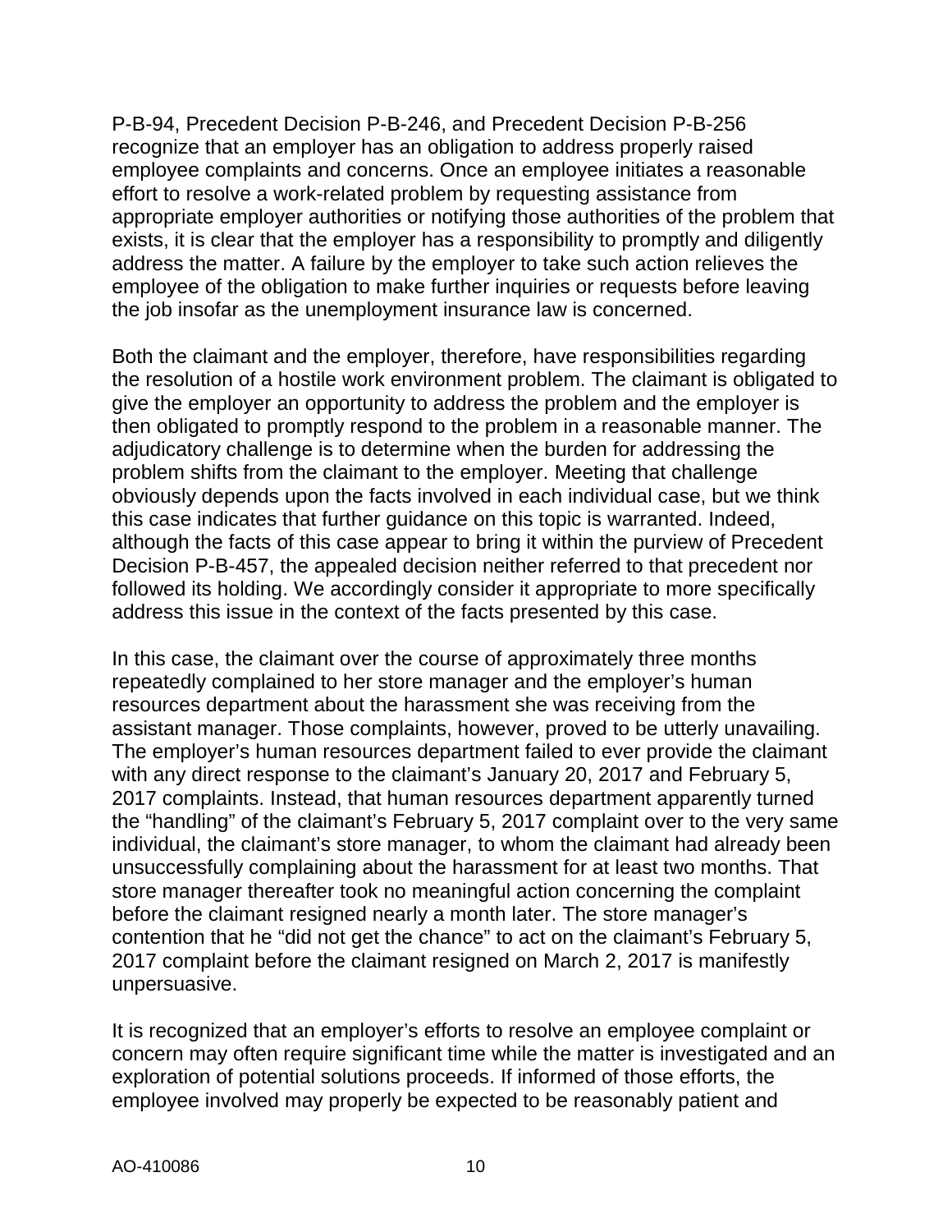P-B-94, Precedent Decision P-B-246, and Precedent Decision P-B-256 recognize that an employer has an obligation to address properly raised employee complaints and concerns. Once an employee initiates a reasonable effort to resolve a work-related problem by requesting assistance from appropriate employer authorities or notifying those authorities of the problem that exists, it is clear that the employer has a responsibility to promptly and diligently address the matter. A failure by the employer to take such action relieves the employee of the obligation to make further inquiries or requests before leaving the job insofar as the unemployment insurance law is concerned.

Both the claimant and the employer, therefore, have responsibilities regarding the resolution of a hostile work environment problem. The claimant is obligated to give the employer an opportunity to address the problem and the employer is then obligated to promptly respond to the problem in a reasonable manner. The adjudicatory challenge is to determine when the burden for addressing the problem shifts from the claimant to the employer. Meeting that challenge obviously depends upon the facts involved in each individual case, but we think this case indicates that further guidance on this topic is warranted. Indeed, although the facts of this case appear to bring it within the purview of Precedent Decision P-B-457, the appealed decision neither referred to that precedent nor followed its holding. We accordingly consider it appropriate to more specifically address this issue in the context of the facts presented by this case.

In this case, the claimant over the course of approximately three months repeatedly complained to her store manager and the employer's human resources department about the harassment she was receiving from the assistant manager. Those complaints, however, proved to be utterly unavailing. The employer's human resources department failed to ever provide the claimant with any direct response to the claimant's January 20, 2017 and February 5, 2017 complaints. Instead, that human resources department apparently turned the "handling" of the claimant's February 5, 2017 complaint over to the very same individual, the claimant's store manager, to whom the claimant had already been unsuccessfully complaining about the harassment for at least two months. That store manager thereafter took no meaningful action concerning the complaint before the claimant resigned nearly a month later. The store manager's contention that he "did not get the chance" to act on the claimant's February 5, 2017 complaint before the claimant resigned on March 2, 2017 is manifestly unpersuasive.

It is recognized that an employer's efforts to resolve an employee complaint or concern may often require significant time while the matter is investigated and an exploration of potential solutions proceeds. If informed of those efforts, the employee involved may properly be expected to be reasonably patient and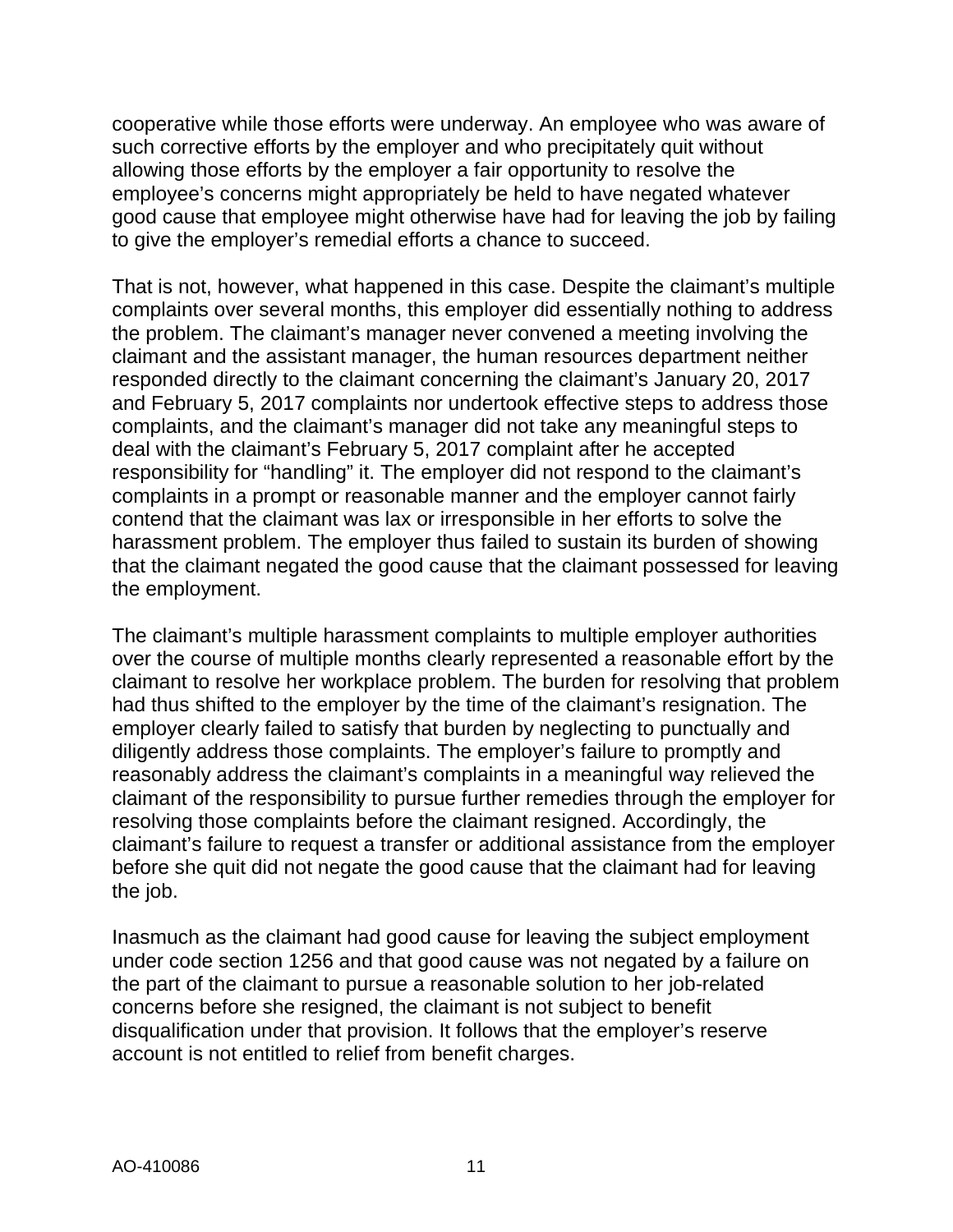cooperative while those efforts were underway. An employee who was aware of such corrective efforts by the employer and who precipitately quit without allowing those efforts by the employer a fair opportunity to resolve the employee's concerns might appropriately be held to have negated whatever good cause that employee might otherwise have had for leaving the job by failing to give the employer's remedial efforts a chance to succeed.

That is not, however, what happened in this case. Despite the claimant's multiple complaints over several months, this employer did essentially nothing to address the problem. The claimant's manager never convened a meeting involving the claimant and the assistant manager, the human resources department neither responded directly to the claimant concerning the claimant's January 20, 2017 and February 5, 2017 complaints nor undertook effective steps to address those complaints, and the claimant's manager did not take any meaningful steps to deal with the claimant's February 5, 2017 complaint after he accepted responsibility for "handling" it. The employer did not respond to the claimant's complaints in a prompt or reasonable manner and the employer cannot fairly contend that the claimant was lax or irresponsible in her efforts to solve the harassment problem. The employer thus failed to sustain its burden of showing that the claimant negated the good cause that the claimant possessed for leaving the employment.

The claimant's multiple harassment complaints to multiple employer authorities over the course of multiple months clearly represented a reasonable effort by the claimant to resolve her workplace problem. The burden for resolving that problem had thus shifted to the employer by the time of the claimant's resignation. The employer clearly failed to satisfy that burden by neglecting to punctually and diligently address those complaints. The employer's failure to promptly and reasonably address the claimant's complaints in a meaningful way relieved the claimant of the responsibility to pursue further remedies through the employer for resolving those complaints before the claimant resigned. Accordingly, the claimant's failure to request a transfer or additional assistance from the employer before she quit did not negate the good cause that the claimant had for leaving the job.

Inasmuch as the claimant had good cause for leaving the subject employment under code section 1256 and that good cause was not negated by a failure on the part of the claimant to pursue a reasonable solution to her job-related concerns before she resigned, the claimant is not subject to benefit disqualification under that provision. It follows that the employer's reserve account is not entitled to relief from benefit charges.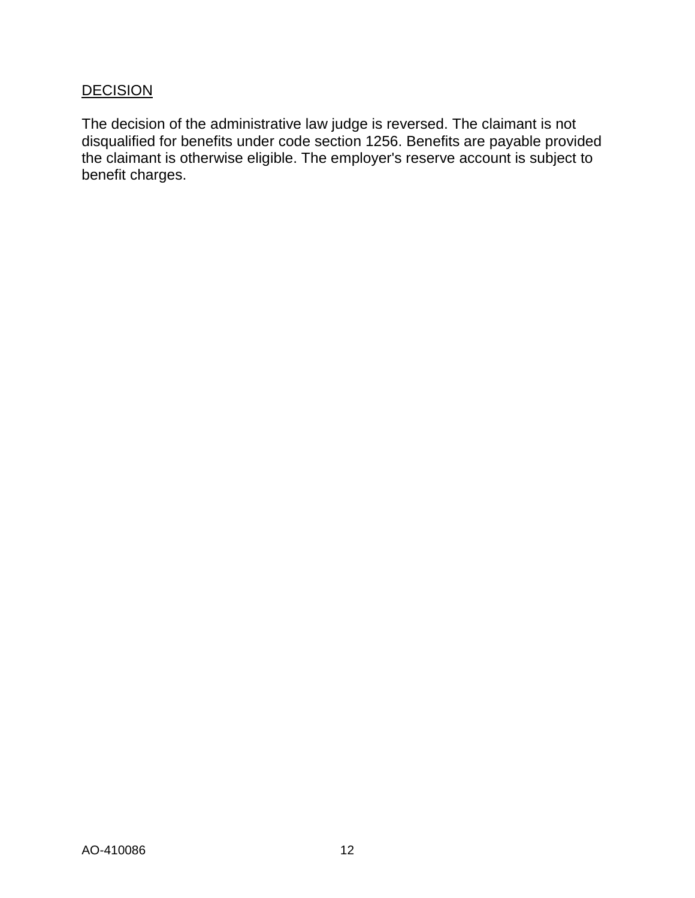DECISION

The decision of the administrative law judge is reversed. The claimant is not disqualified for benefits under code section 1256. Benefits are payable provided the claimant is otherwise eligible. The employer's reserve account is subject to benefit charges.